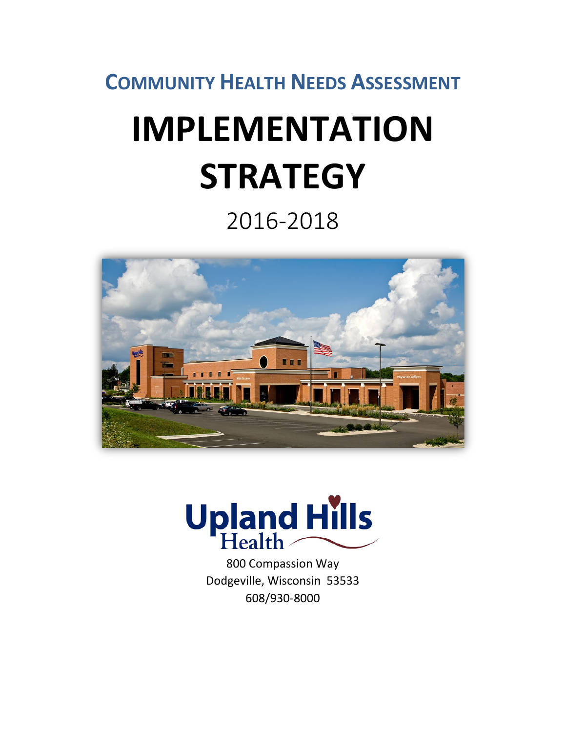# COMMUNITY HEALTH NEEDS ASSESSMENT

# IMPLEMENTATION STRATEGY

## 2016-2018

Upland Hills Health

800 Compassion Way
Dodgeville, Wisconsin 53533
608/930-8000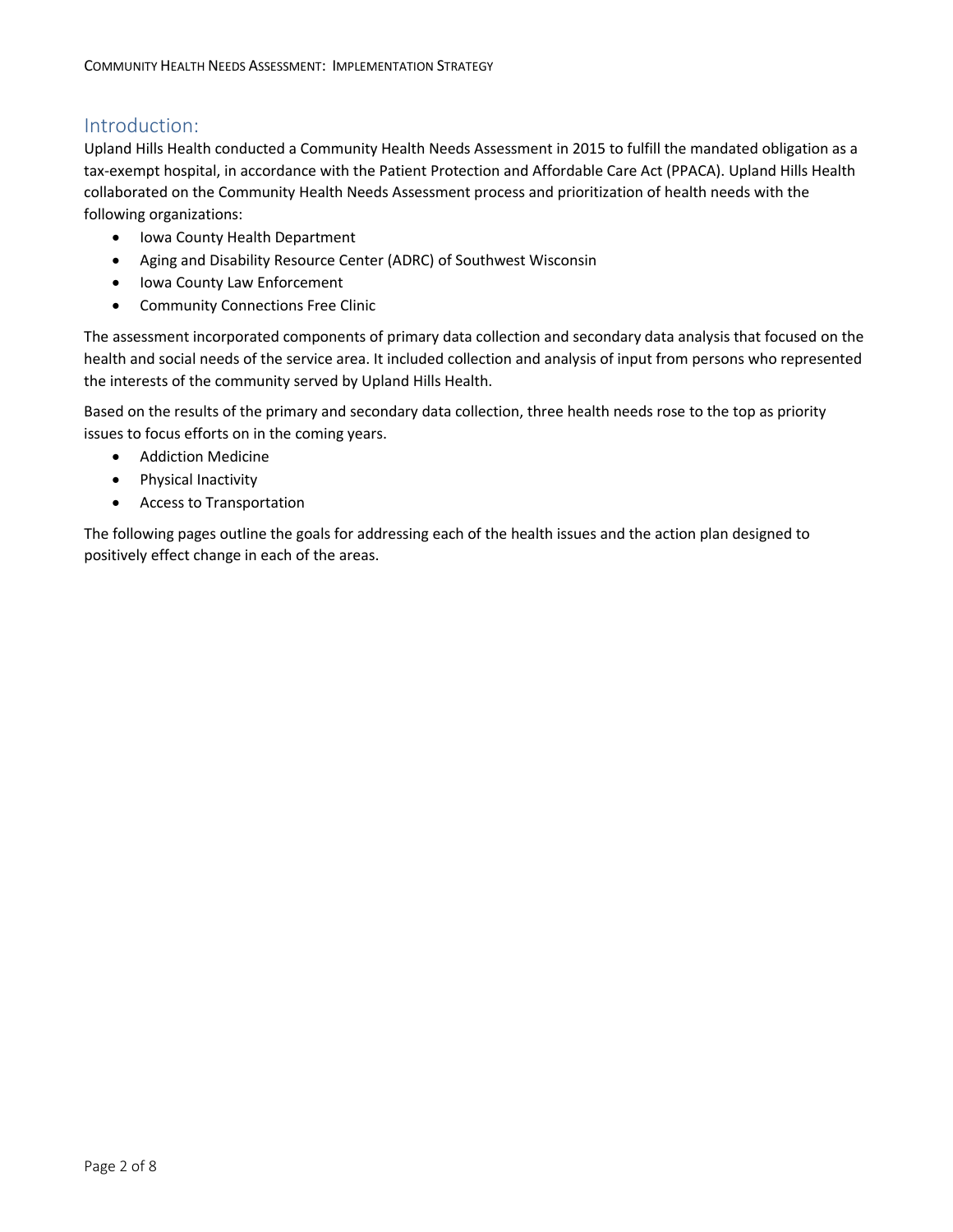## Introduction:

Upland Hills Health conducted a Community Health Needs Assessment in 2015 to fulfill the mandated obligation as a tax-exempt hospital, in accordance with the Patient Protection and Affordable Care Act (PPACA). Upland Hills Health collaborated on the Community Health Needs Assessment process and prioritization of health needs with the following organizations:

- Iowa County Health Department
- Aging and Disability Resource Center (ADRC) of Southwest Wisconsin
- Iowa County Law Enforcement
- Community Connections Free Clinic

The assessment incorporated components of primary data collection and secondary data analysis that focused on the health and social needs of the service area. It included collection and analysis of input from persons who represented the interests of the community served by Upland Hills Health.

Based on the results of the primary and secondary data collection, three health needs rose to the top as priority issues to focus efforts on in the coming years.

- Addiction Medicine
- Physical Inactivity
- Access to Transportation

The following pages outline the goals for addressing each of the health issues and the action plan designed to positively effect change in each of the areas.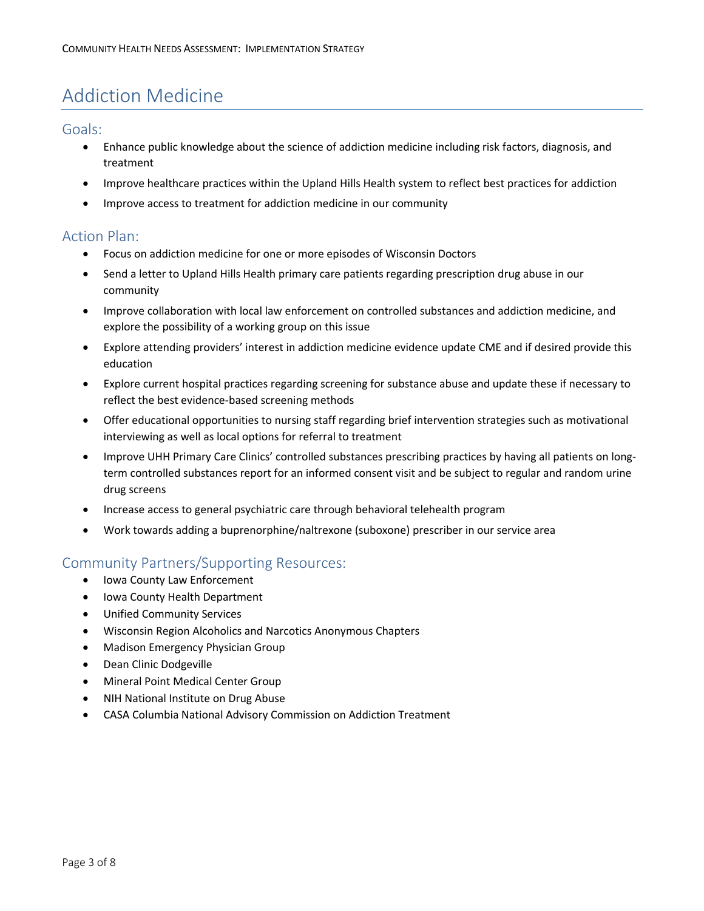# Addiction Medicine

## Goals:

- Enhance public knowledge about the science of addiction medicine including risk factors, diagnosis, and treatment
- Improve healthcare practices within the Upland Hills Health system to reflect best practices for addiction
- Improve access to treatment for addiction medicine in our community

## Action Plan:

- Focus on addiction medicine for one or more episodes of Wisconsin Doctors
- Send a letter to Upland Hills Health primary care patients regarding prescription drug abuse in our community
- Improve collaboration with local law enforcement on controlled substances and addiction medicine, and explore the possibility of a working group on this issue
- Explore attending providers' interest in addiction medicine evidence update CME and if desired provide this education
- Explore current hospital practices regarding screening for substance abuse and update these if necessary to reflect the best evidence-based screening methods
- Offer educational opportunities to nursing staff regarding brief intervention strategies such as motivational interviewing as well as local options for referral to treatment
- Improve UHH Primary Care Clinics' controlled substances prescribing practices by having all patients on long-term controlled substances report for an informed consent visit and be subject to regular and random urine drug screens
- Increase access to general psychiatric care through behavioral telehealth program
- Work towards adding a buprenorphine/naltrexone (suboxone) prescriber in our service area

## Community Partners/Supporting Resources:

- Iowa County Law Enforcement
- Iowa County Health Department
- Unified Community Services
- Wisconsin Region Alcoholics and Narcotics Anonymous Chapters
- Madison Emergency Physician Group
- Dean Clinic Dodgeville
- Mineral Point Medical Center Group
- NIH National Institute on Drug Abuse
- CASA Columbia National Advisory Commission on Addiction Treatment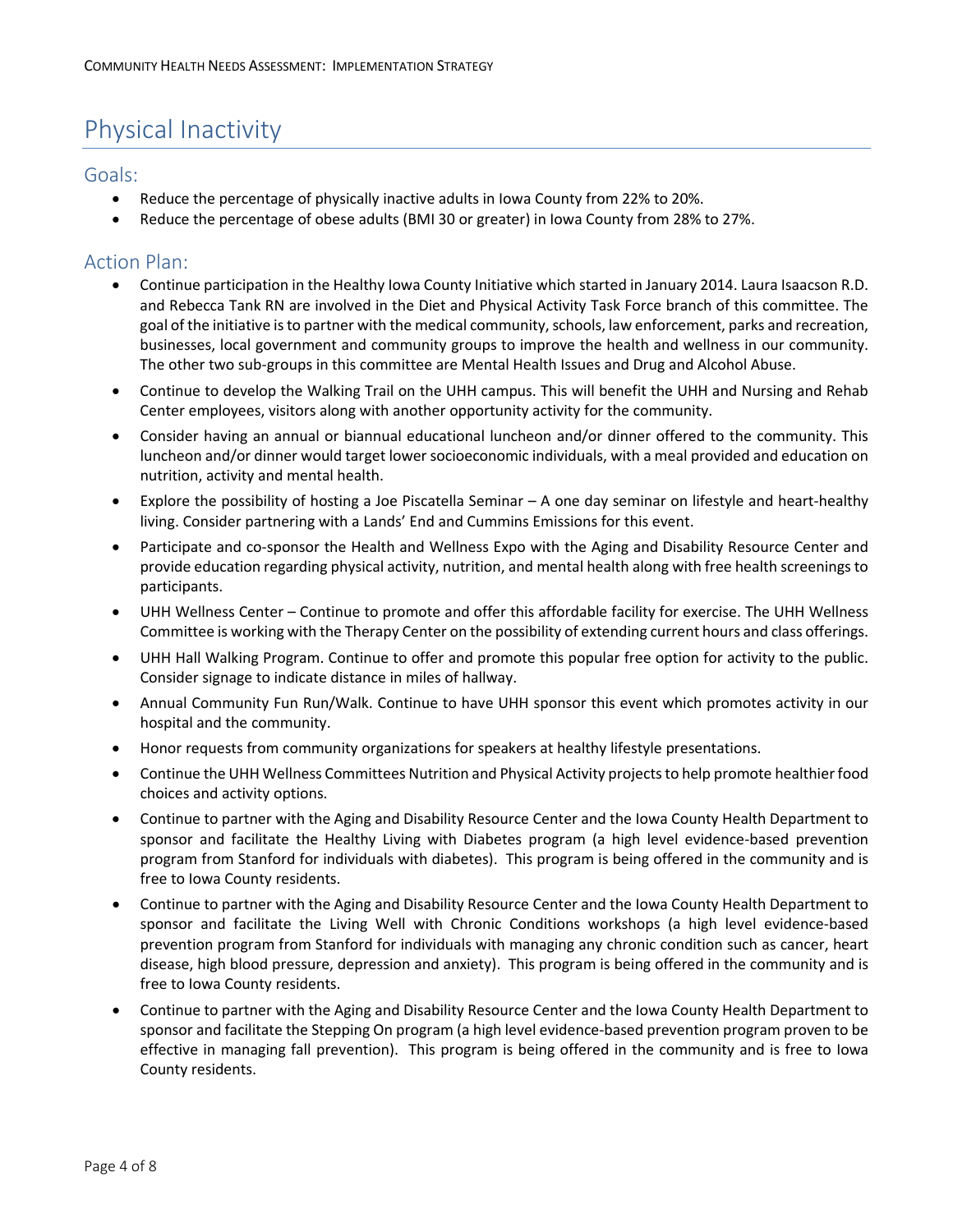# Physical Inactivity

## Goals:

- Reduce the percentage of physically inactive adults in Iowa County from 22% to 20%.
- Reduce the percentage of obese adults (BMI 30 or greater) in Iowa County from 28% to 27%.

## Action Plan:

- Continue participation in the Healthy Iowa County Initiative which started in January 2014. Laura Isaacson R.D. and Rebecca Tank RN are involved in the Diet and Physical Activity Task Force branch of this committee. The goal of the initiative is to partner with the medical community, schools, law enforcement, parks and recreation, businesses, local government and community groups to improve the health and wellness in our community. The other two sub-groups in this committee are Mental Health Issues and Drug and Alcohol Abuse.
- Continue to develop the Walking Trail on the UHH campus. This will benefit the UHH and Nursing and Rehab Center employees, visitors along with another opportunity activity for the community.
- Consider having an annual or biannual educational luncheon and/or dinner offered to the community. This luncheon and/or dinner would target lower socioeconomic individuals, with a meal provided and education on nutrition, activity and mental health.
- Explore the possibility of hosting a Joe Piscatella Seminar – A one day seminar on lifestyle and heart-healthy living. Consider partnering with a Lands' End and Cummins Emissions for this event.
- Participate and co-sponsor the Health and Wellness Expo with the Aging and Disability Resource Center and provide education regarding physical activity, nutrition, and mental health along with free health screenings to participants.
- UHH Wellness Center – Continue to promote and offer this affordable facility for exercise. The UHH Wellness Committee is working with the Therapy Center on the possibility of extending current hours and class offerings.
- UHH Hall Walking Program. Continue to offer and promote this popular free option for activity to the public. Consider signage to indicate distance in miles of hallway.
- Annual Community Fun Run/Walk. Continue to have UHH sponsor this event which promotes activity in our hospital and the community.
- Honor requests from community organizations for speakers at healthy lifestyle presentations.
- Continue the UHH Wellness Committees Nutrition and Physical Activity projects to help promote healthier food choices and activity options.
- Continue to partner with the Aging and Disability Resource Center and the Iowa County Health Department to sponsor and facilitate the Healthy Living with Diabetes program (a high level evidence-based prevention program from Stanford for individuals with diabetes). This program is being offered in the community and is free to Iowa County residents.
- Continue to partner with the Aging and Disability Resource Center and the Iowa County Health Department to sponsor and facilitate the Living Well with Chronic Conditions workshops (a high level evidence-based prevention program from Stanford for individuals with managing any chronic condition such as cancer, heart disease, high blood pressure, depression and anxiety). This program is being offered in the community and is free to Iowa County residents.
- Continue to partner with the Aging and Disability Resource Center and the Iowa County Health Department to sponsor and facilitate the Stepping On program (a high level evidence-based prevention program proven to be effective in managing fall prevention). This program is being offered in the community and is free to Iowa County residents.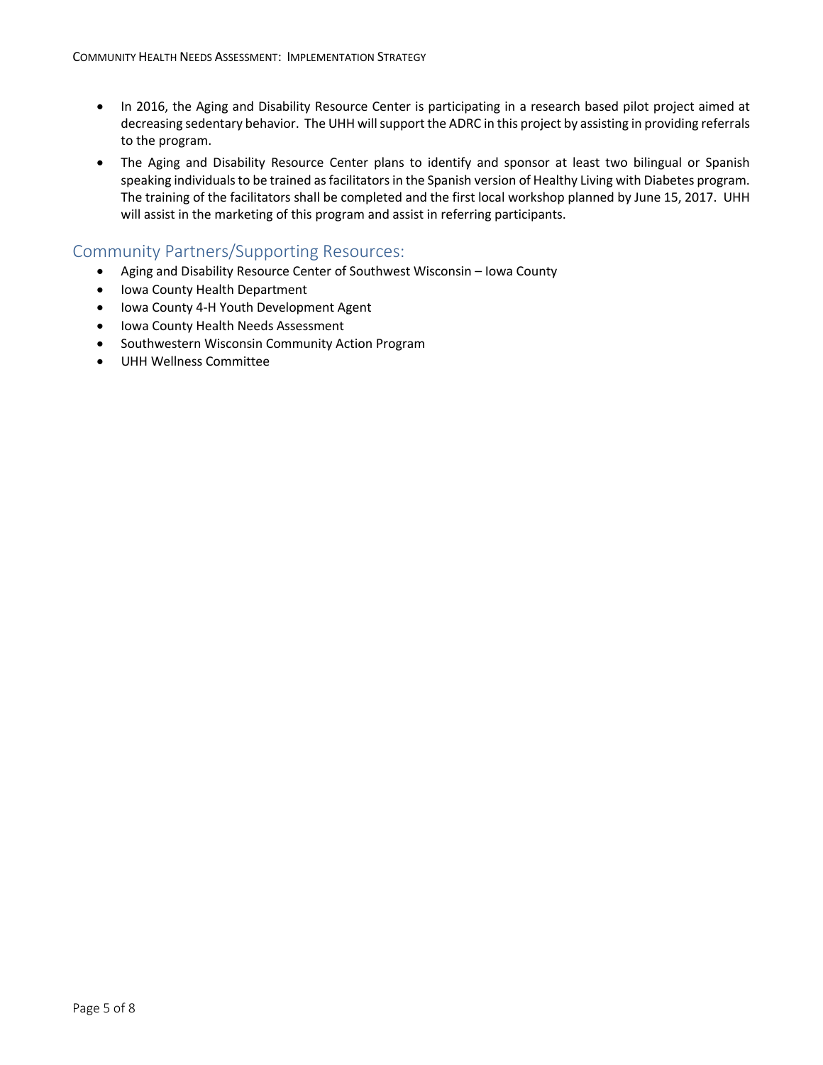- In 2016, the Aging and Disability Resource Center is participating in a research based pilot project aimed at decreasing sedentary behavior. The UHH will support the ADRC in this project by assisting in providing referrals to the program.
- The Aging and Disability Resource Center plans to identify and sponsor at least two bilingual or Spanish speaking individuals to be trained as facilitators in the Spanish version of Healthy Living with Diabetes program. The training of the facilitators shall be completed and the first local workshop planned by June 15, 2017. UHH will assist in the marketing of this program and assist in referring participants.

## Community Partners/Supporting Resources:

- Aging and Disability Resource Center of Southwest Wisconsin – Iowa County
- Iowa County Health Department
- Iowa County 4-H Youth Development Agent
- Iowa County Health Needs Assessment
- Southwestern Wisconsin Community Action Program
- UHH Wellness Committee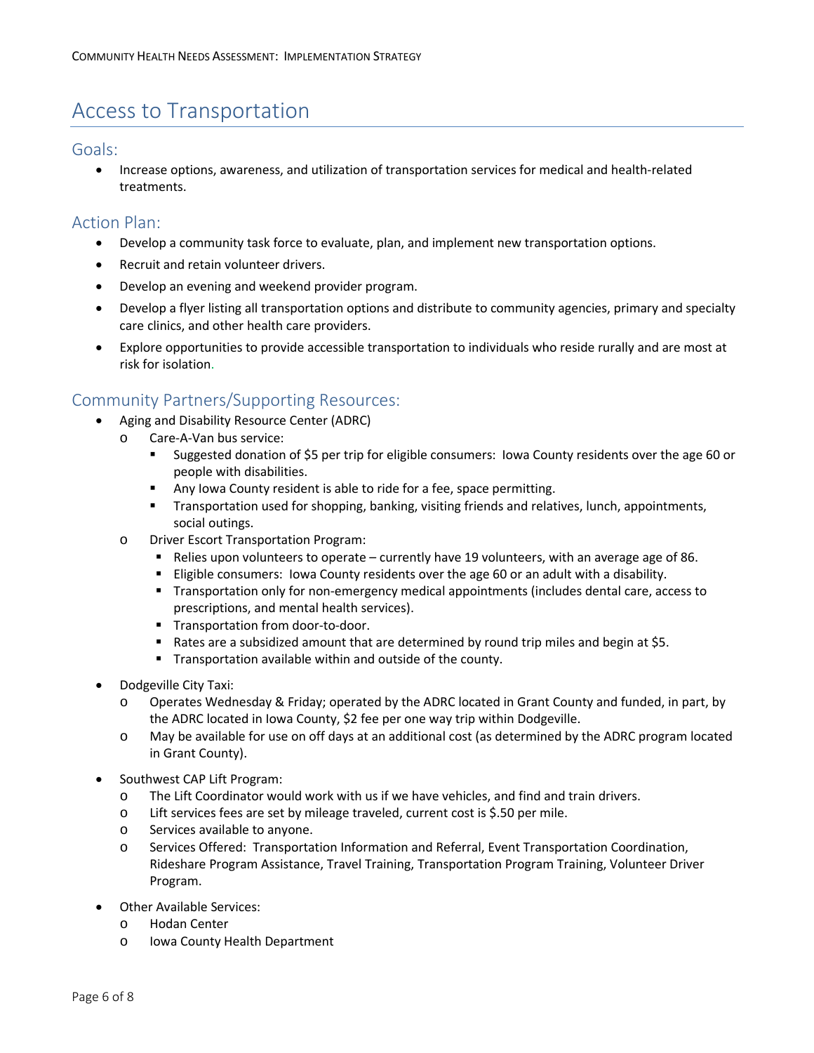# Access to Transportation

## Goals:

- Increase options, awareness, and utilization of transportation services for medical and health-related treatments.

## Action Plan:

- Develop a community task force to evaluate, plan, and implement new transportation options.
- Recruit and retain volunteer drivers.
- Develop an evening and weekend provider program.
- Develop a flyer listing all transportation options and distribute to community agencies, primary and specialty care clinics, and other health care providers.
- Explore opportunities to provide accessible transportation to individuals who reside rurally and are most at risk for isolation.

## Community Partners/Supporting Resources:

- Aging and Disability Resource Center (ADRC)
  - Care-A-Van bus service:
    - Suggested donation of $5 per trip for eligible consumers: Iowa County residents over the age 60 or people with disabilities.
    - Any Iowa County resident is able to ride for a fee, space permitting.
    - Transportation used for shopping, banking, visiting friends and relatives, lunch, appointments, social outings.
  - Driver Escort Transportation Program:
    - Relies upon volunteers to operate – currently have 19 volunteers, with an average age of 86.
    - Eligible consumers: Iowa County residents over the age 60 or an adult with a disability.
    - Transportation only for non-emergency medical appointments (includes dental care, access to prescriptions, and mental health services).
    - Transportation from door-to-door.
    - Rates are a subsidized amount that are determined by round trip miles and begin at $5.
    - Transportation available within and outside of the county.
- Dodgeville City Taxi:
  - Operates Wednesday & Friday; operated by the ADRC located in Grant County and funded, in part, by the ADRC located in Iowa County, $2 fee per one way trip within Dodgeville.
  - May be available for use on off days at an additional cost (as determined by the ADRC program located in Grant County).
- Southwest CAP Lift Program:
  - The Lift Coordinator would work with us if we have vehicles, and find and train drivers.
  - Lift services fees are set by mileage traveled, current cost is $.50 per mile.
  - Services available to anyone.
  - Services Offered: Transportation Information and Referral, Event Transportation Coordination, Rideshare Program Assistance, Travel Training, Transportation Program Training, Volunteer Driver Program.
- Other Available Services:
  - Hodan Center
  - Iowa County Health Department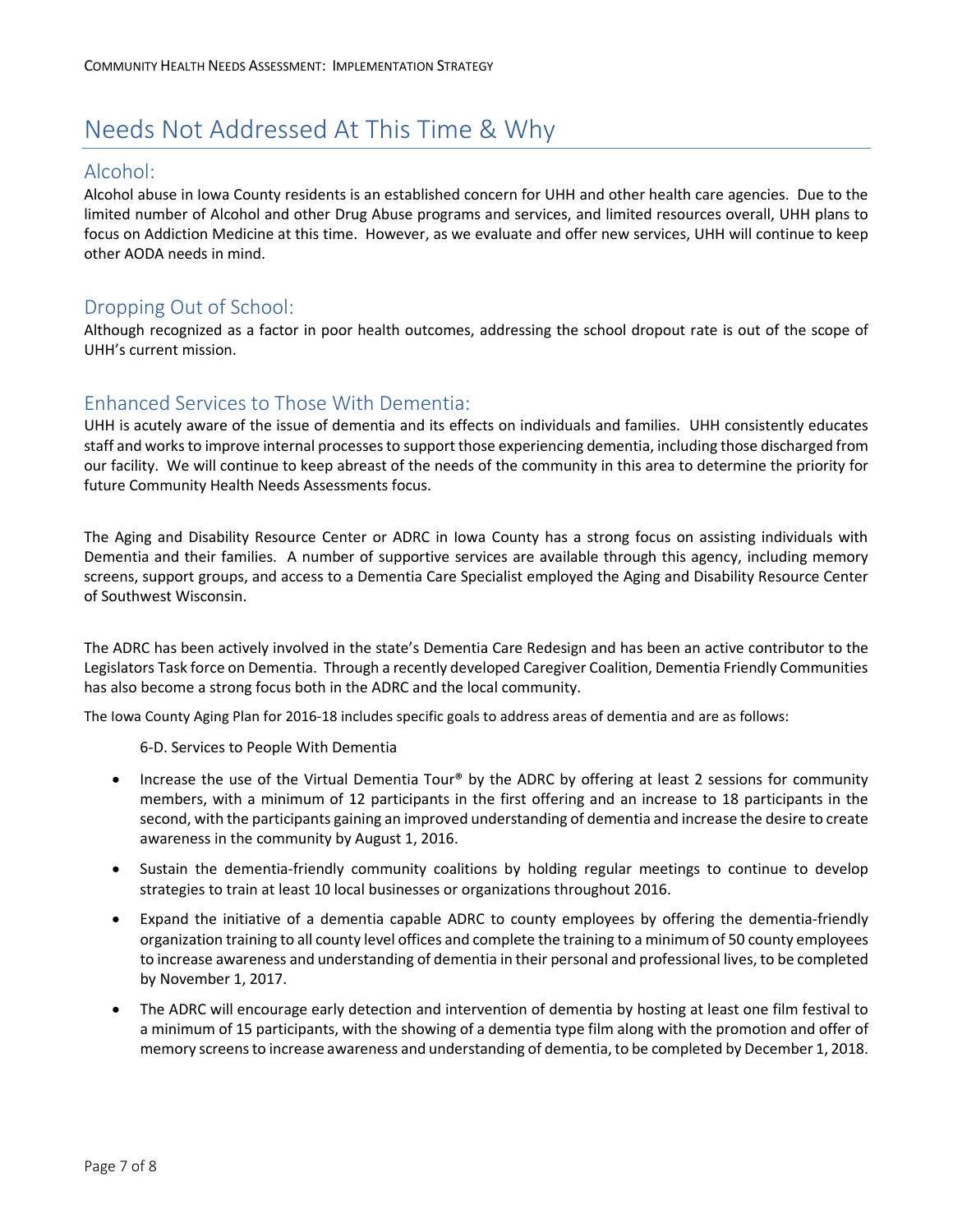# Needs Not Addressed At This Time & Why

## Alcohol:

Alcohol abuse in Iowa County residents is an established concern for UHH and other health care agencies. Due to the limited number of Alcohol and other Drug Abuse programs and services, and limited resources overall, UHH plans to focus on Addiction Medicine at this time. However, as we evaluate and offer new services, UHH will continue to keep other AODA needs in mind.

## Dropping Out of School:

Although recognized as a factor in poor health outcomes, addressing the school dropout rate is out of the scope of UHH's current mission.

## Enhanced Services to Those With Dementia:

UHH is acutely aware of the issue of dementia and its effects on individuals and families. UHH consistently educates staff and works to improve internal processes to support those experiencing dementia, including those discharged from our facility. We will continue to keep abreast of the needs of the community in this area to determine the priority for future Community Health Needs Assessments focus.

The Aging and Disability Resource Center or ADRC in Iowa County has a strong focus on assisting individuals with Dementia and their families. A number of supportive services are available through this agency, including memory screens, support groups, and access to a Dementia Care Specialist employed the Aging and Disability Resource Center of Southwest Wisconsin.

The ADRC has been actively involved in the state's Dementia Care Redesign and has been an active contributor to the Legislators Task force on Dementia. Through a recently developed Caregiver Coalition, Dementia Friendly Communities has also become a strong focus both in the ADRC and the local community.

The Iowa County Aging Plan for 2016-18 includes specific goals to address areas of dementia and are as follows:

6-D. Services to People With Dementia

- Increase the use of the Virtual Dementia Tour® by the ADRC by offering at least 2 sessions for community members, with a minimum of 12 participants in the first offering and an increase to 18 participants in the second, with the participants gaining an improved understanding of dementia and increase the desire to create awareness in the community by August 1, 2016.
- Sustain the dementia-friendly community coalitions by holding regular meetings to continue to develop strategies to train at least 10 local businesses or organizations throughout 2016.
- Expand the initiative of a dementia capable ADRC to county employees by offering the dementia-friendly organization training to all county level offices and complete the training to a minimum of 50 county employees to increase awareness and understanding of dementia in their personal and professional lives, to be completed by November 1, 2017.
- The ADRC will encourage early detection and intervention of dementia by hosting at least one film festival to a minimum of 15 participants, with the showing of a dementia type film along with the promotion and offer of memory screens to increase awareness and understanding of dementia, to be completed by December 1, 2018.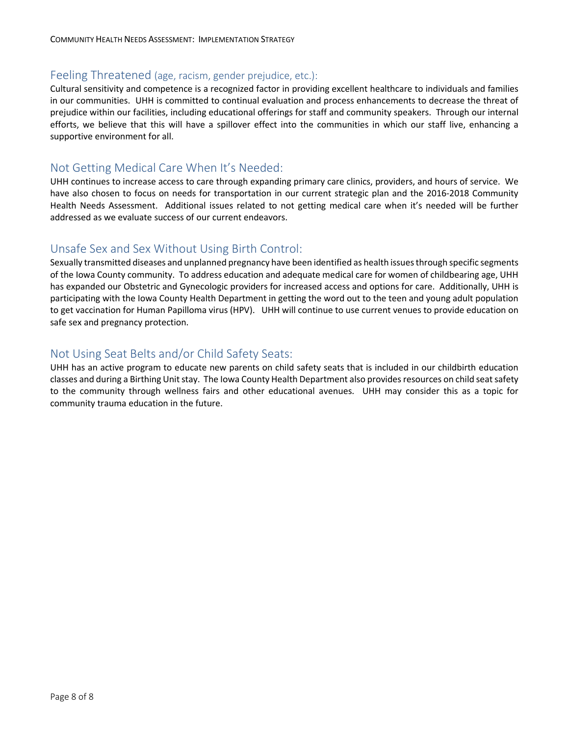## Feeling Threatened (age, racism, gender prejudice, etc.):

Cultural sensitivity and competence is a recognized factor in providing excellent healthcare to individuals and families in our communities. UHH is committed to continual evaluation and process enhancements to decrease the threat of prejudice within our facilities, including educational offerings for staff and community speakers. Through our internal efforts, we believe that this will have a spillover effect into the communities in which our staff live, enhancing a supportive environment for all.

## Not Getting Medical Care When It's Needed:

UHH continues to increase access to care through expanding primary care clinics, providers, and hours of service. We have also chosen to focus on needs for transportation in our current strategic plan and the 2016-2018 Community Health Needs Assessment. Additional issues related to not getting medical care when it's needed will be further addressed as we evaluate success of our current endeavors.

## Unsafe Sex and Sex Without Using Birth Control:

Sexually transmitted diseases and unplanned pregnancy have been identified as health issues through specific segments of the Iowa County community. To address education and adequate medical care for women of childbearing age, UHH has expanded our Obstetric and Gynecologic providers for increased access and options for care. Additionally, UHH is participating with the Iowa County Health Department in getting the word out to the teen and young adult population to get vaccination for Human Papilloma virus (HPV). UHH will continue to use current venues to provide education on safe sex and pregnancy protection.

## Not Using Seat Belts and/or Child Safety Seats:

UHH has an active program to educate new parents on child safety seats that is included in our childbirth education classes and during a Birthing Unit stay. The Iowa County Health Department also provides resources on child seat safety to the community through wellness fairs and other educational avenues. UHH may consider this as a topic for community trauma education in the future.